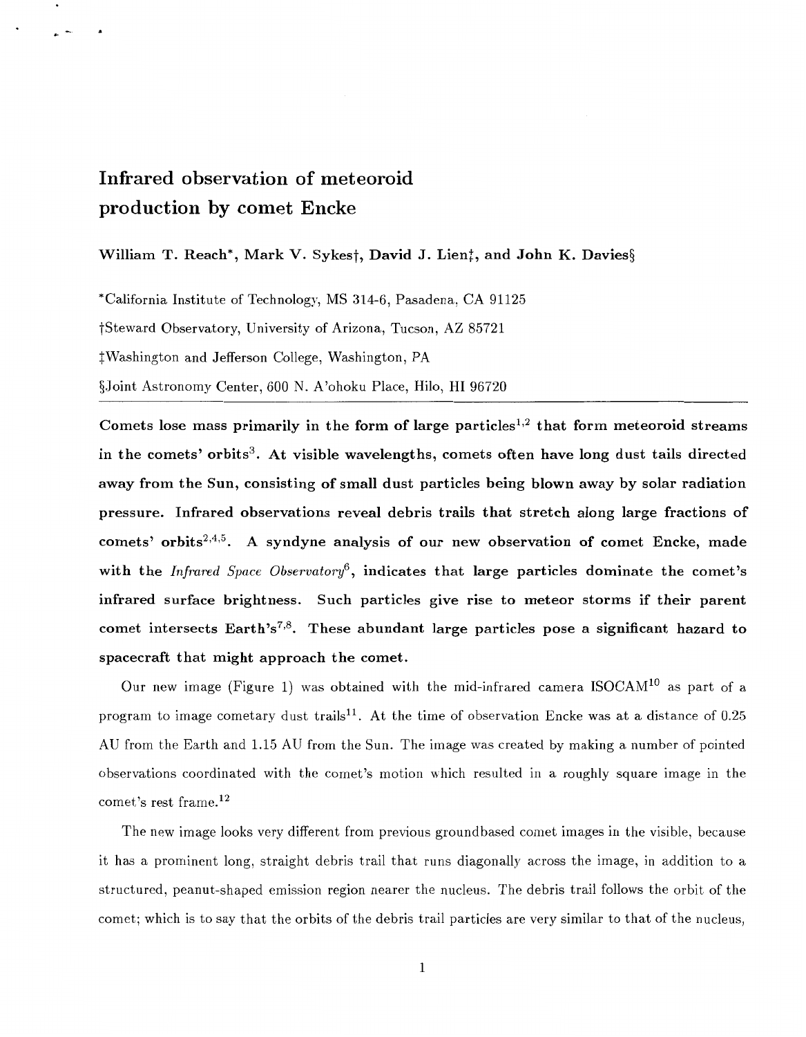# Infrared observation of meteoroid production by comet Encke

**William T. Reach*, Mark V. Sykes†, David J. Lien‡, and John K. Davies§**

*California Institute of Technology, MS 314-6, Pasadena, CA 91125

†Steward Observatory, University of Arizona, Tucson, AZ 85721

‡Washington and Jefferson College, Washington, PA

§Joint Astronomy Center, 600 N. A'ohoku Place, Hilo, HI 96720

**Comets lose mass primarily in the form of large particles[1,2] that form meteoroid streams in the comets' orbits[3]. At visible wavelengths, comets often have long dust tails directed away from the Sun, consisting of small dust particles being blown away by solar radiation pressure. Infrared observations reveal debris trails that stretch along large fractions of comets' orbits[2,4,5]. A syndyne analysis of our new observation of comet Encke, made with the *Infrared Space Observatory*[6], indicates that large particles dominate the comet's infrared surface brightness. Such particles give rise to meteor storms if their parent comet intersects Earth's[7,8]. These abundant large particles pose a significant hazard to spacecraft that might approach the comet.**

Our new image (Figure 1) was obtained with the mid-infrared camera ISOCAM[10] as part of a program to image cometary dust trails[11]. At the time of observation Encke was at a distance of 0.25 AU from the Earth and 1.15 AU from the Sun. The image was created by making a number of pointed observations coordinated with the comet's motion which resulted in a roughly square image in the comet's rest frame.[12]

The new image looks very different from previous groundbased comet images in the visible, because it has a prominent long, straight debris trail that runs diagonally across the image, in addition to a structured, peanut-shaped emission region nearer the nucleus. The debris trail follows the orbit of the comet; which is to say that the orbits of the debris trail particles are very similar to that of the nucleus,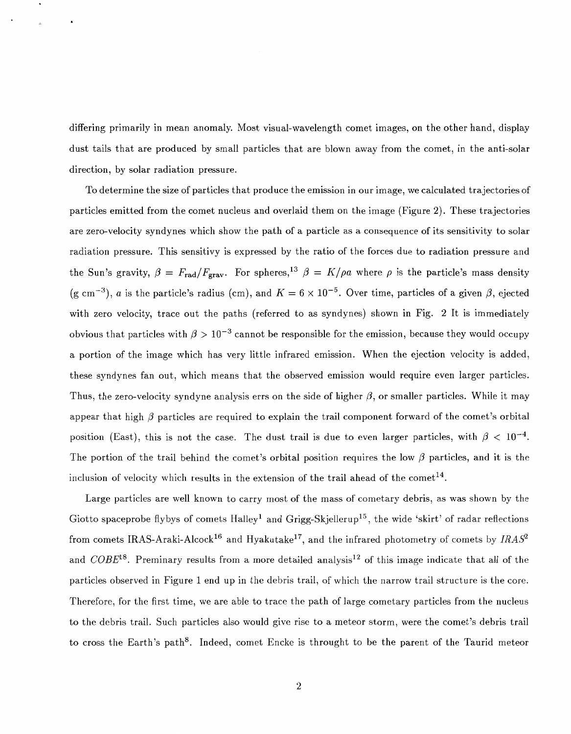differing primarily in mean anomaly. Most visual-wavelength comet images, on the other hand, display dust tails that are produced by small particles that are blown away from the comet, in the anti-solar direction, by solar radiation pressure.

To determine the size of particles that produce the emission in our image, we calculated trajectories of particles emitted from the comet nucleus and overlaid them on the image (Figure 2). These trajectories are zero-velocity syndynes which show the path of a particle as a consequence of its sensitivity to solar radiation pressure. This sensitivy is expressed by the ratio of the forces due to radiation pressure and the Sun's gravity, $\beta = F_{\rm rad}/F_{\rm grav}$. For spheres,[13] $\beta = K/\rho a$ where $\rho$ is the particle's mass density (g cm$^{-3}$), $a$ is the particle's radius (cm), and $K = 6 \times 10^{-5}$. Over time, particles of a given $\beta$, ejected with zero velocity, trace out the paths (referred to as syndynes) shown in Fig. 2 It is immediately obvious that particles with $\beta > 10^{-3}$ cannot be responsible for the emission, because they would occupy a portion of the image which has very little infrared emission. When the ejection velocity is added, these syndynes fan out, which means that the observed emission would require even larger particles. Thus, the zero-velocity syndyne analysis errs on the side of higher $\beta$, or smaller particles. While it may appear that high $\beta$ particles are required to explain the trail component forward of the comet's orbital position (East), this is not the case. The dust trail is due to even larger particles, with $\beta < 10^{-4}$. The portion of the trail behind the comet's orbital position requires the low $\beta$ particles, and it is the inclusion of velocity which results in the extension of the trail ahead of the comet[14].

Large particles are well known to carry most of the mass of cometary debris, as was shown by the Giotto spaceprobe flybys of comets Halley[1] and Grigg-Skjellerup[15], the wide 'skirt' of radar reflections from comets IRAS-Araki-Alcock[16] and Hyakutake[17], and the infrared photometry of comets by *IRAS*[2] and *COBE*[18]. Preminary results from a more detailed analysis[12] of this image indicate that *all* of the particles observed in Figure 1 end up in the debris trail, of which the narrow trail structure is the core. Therefore, for the first time, we are able to trace the path of large cometary particles from the nucleus to the debris trail. Such particles also would give rise to a meteor storm, were the comet's debris trail to cross the Earth's path[8]. Indeed, comet Encke is throught to be the parent of the Taurid meteor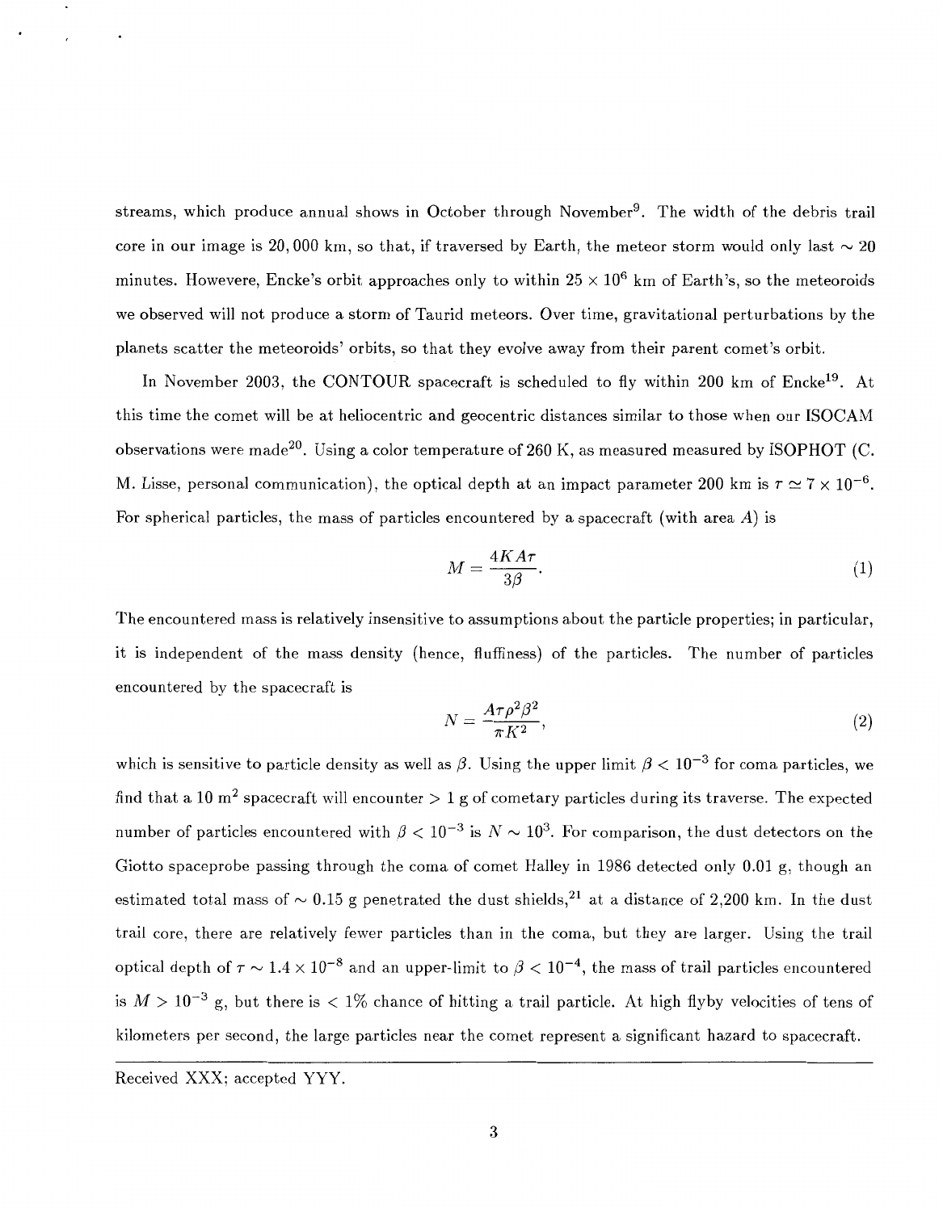streams, which produce annual shows in October through November[9]. The width of the debris trail core in our image is 20,000 km, so that, if traversed by Earth, the meteor storm would only last $\sim 20$ minutes. Howevere, Encke's orbit approaches only to within $25 \times 10^6$ km of Earth's, so the meteoroids we observed will not produce a storm of Taurid meteors. Over time, gravitational perturbations by the planets scatter the meteoroids' orbits, so that they evolve away from their parent comet's orbit.

In November 2003, the CONTOUR spacecraft is scheduled to fly within 200 km of Encke[19]. At this time the comet will be at heliocentric and geocentric distances similar to those when our ISOCAM observations were made[20]. Using a color temperature of 260 K, as measured measured by ISOPHOT (C. M. Lisse, personal communication), the optical depth at an impact parameter 200 km is $\tau \simeq 7 \times 10^{-6}$. For spherical particles, the mass of particles encountered by a spacecraft (with area $A$) is

$$M = \frac{4KA\tau}{3\beta}. \tag{1}$$

The encountered mass is relatively insensitive to assumptions about the particle properties; in particular, it is independent of the mass density (hence, fluffiness) of the particles. The number of particles encountered by the spacecraft is

$$N = \frac{A\tau\rho^2\beta^2}{\pi K^2}, \tag{2}$$

which is sensitive to particle density as well as $\beta$. Using the upper limit $\beta < 10^{-3}$ for coma particles, we find that a 10 $m^2$ spacecraft will encounter $> 1$ g of cometary particles during its traverse. The expected number of particles encountered with $\beta < 10^{-3}$ is $N \sim 10^3$. For comparison, the dust detectors on the Giotto spaceprobe passing through the coma of comet Halley in 1986 detected only 0.01 g, though an estimated total mass of $\sim 0.15$ g penetrated the dust shields,[21] at a distance of 2,200 km. In the dust trail core, there are relatively fewer particles than in the coma, but they are larger. Using the trail optical depth of $\tau \sim 1.4 \times 10^{-8}$ and an upper-limit to $\beta < 10^{-4}$, the mass of trail particles encountered is $M > 10^{-3}$ g, but there is $< 1\%$ chance of hitting a trail particle. At high flyby velocities of tens of kilometers per second, the large particles near the comet represent a significant hazard to spacecraft.

Received XXX; accepted YYY.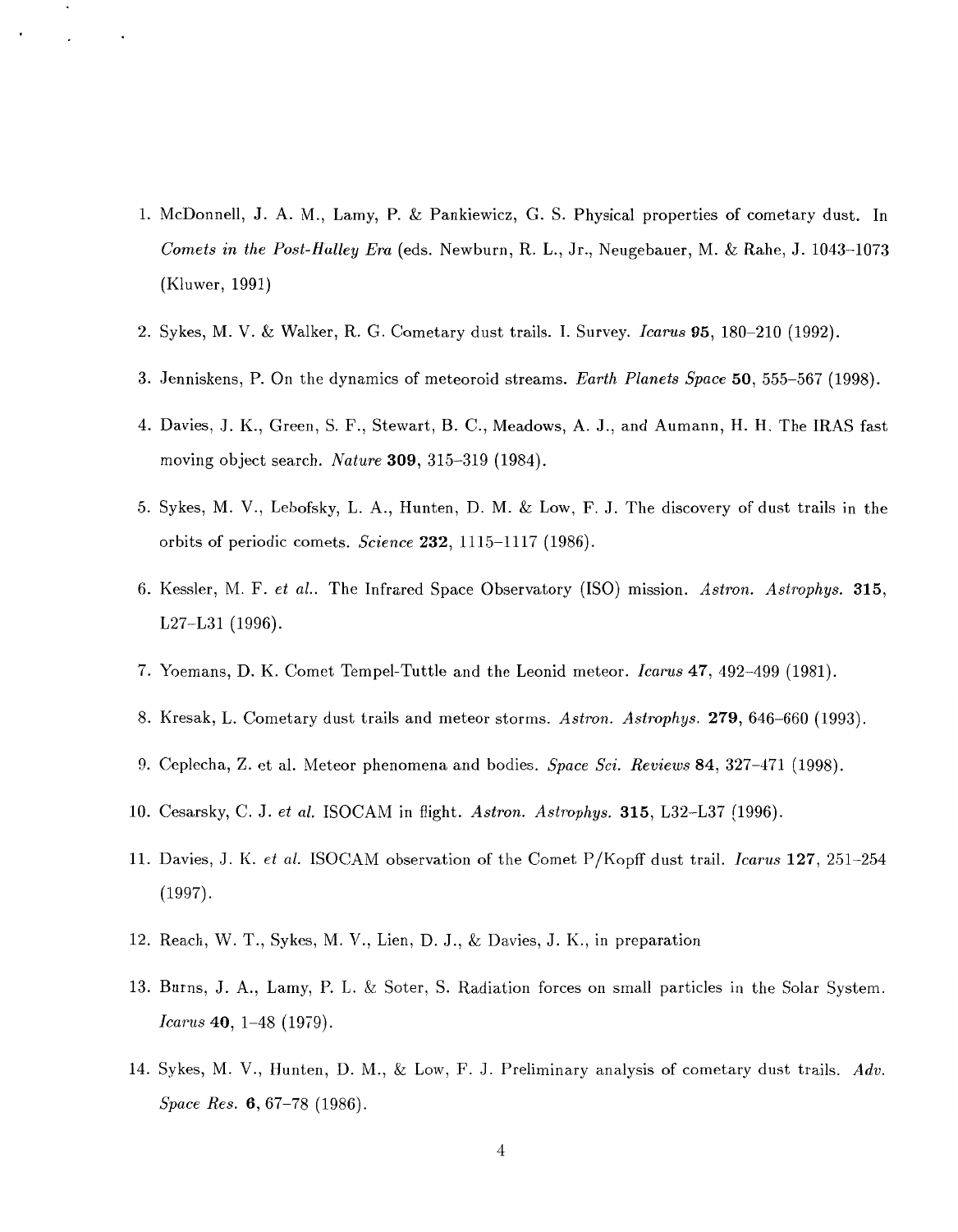1. McDonnell, J. A. M., Lamy, P. & Pankiewicz, G. S. Physical properties of cometary dust. In *Comets in the Post-Halley Era* (eds. Newburn, R. L., Jr., Neugebauer, M. & Rahe, J. 1043–1073 (Kluwer, 1991)

2. Sykes, M. V. & Walker, R. G. Cometary dust trails. I. Survey. *Icarus* **95**, 180–210 (1992).

3. Jenniskens, P. On the dynamics of meteoroid streams. *Earth Planets Space* **50**, 555–567 (1998).

4. Davies, J. K., Green, S. F., Stewart, B. C., Meadows, A. J., and Aumann, H. H. The IRAS fast moving object search. *Nature* **309**, 315–319 (1984).

5. Sykes, M. V., Lebofsky, L. A., Hunten, D. M. & Low, F. J. The discovery of dust trails in the orbits of periodic comets. *Science* **232**, 1115–1117 (1986).

6. Kessler, M. F. *et al.*. The Infrared Space Observatory (ISO) mission. *Astron. Astrophys.* **315**, L27–L31 (1996).

7. Yoemans, D. K. Comet Tempel-Tuttle and the Leonid meteor. *Icarus* **47**, 492–499 (1981).

8. Kresak, L. Cometary dust trails and meteor storms. *Astron. Astrophys.* **279**, 646–660 (1993).

9. Ceplecha, Z. et al. Meteor phenomena and bodies. *Space Sci. Reviews* **84**, 327–471 (1998).

10. Cesarsky, C. J. *et al.* ISOCAM in flight. *Astron. Astrophys.* **315**, L32–L37 (1996).

11. Davies, J. K. *et al.* ISOCAM observation of the Comet P/Kopff dust trail. *Icarus* **127**, 251–254 (1997).

12. Reach, W. T., Sykes, M. V., Lien, D. J., & Davies, J. K., in preparation

13. Burns, J. A., Lamy, P. L. & Soter, S. Radiation forces on small particles in the Solar System. *Icarus* **40**, 1–48 (1979).

14. Sykes, M. V., Hunten, D. M., & Low, F. J. Preliminary analysis of cometary dust trails. *Adv. Space Res.* **6**, 67–78 (1986).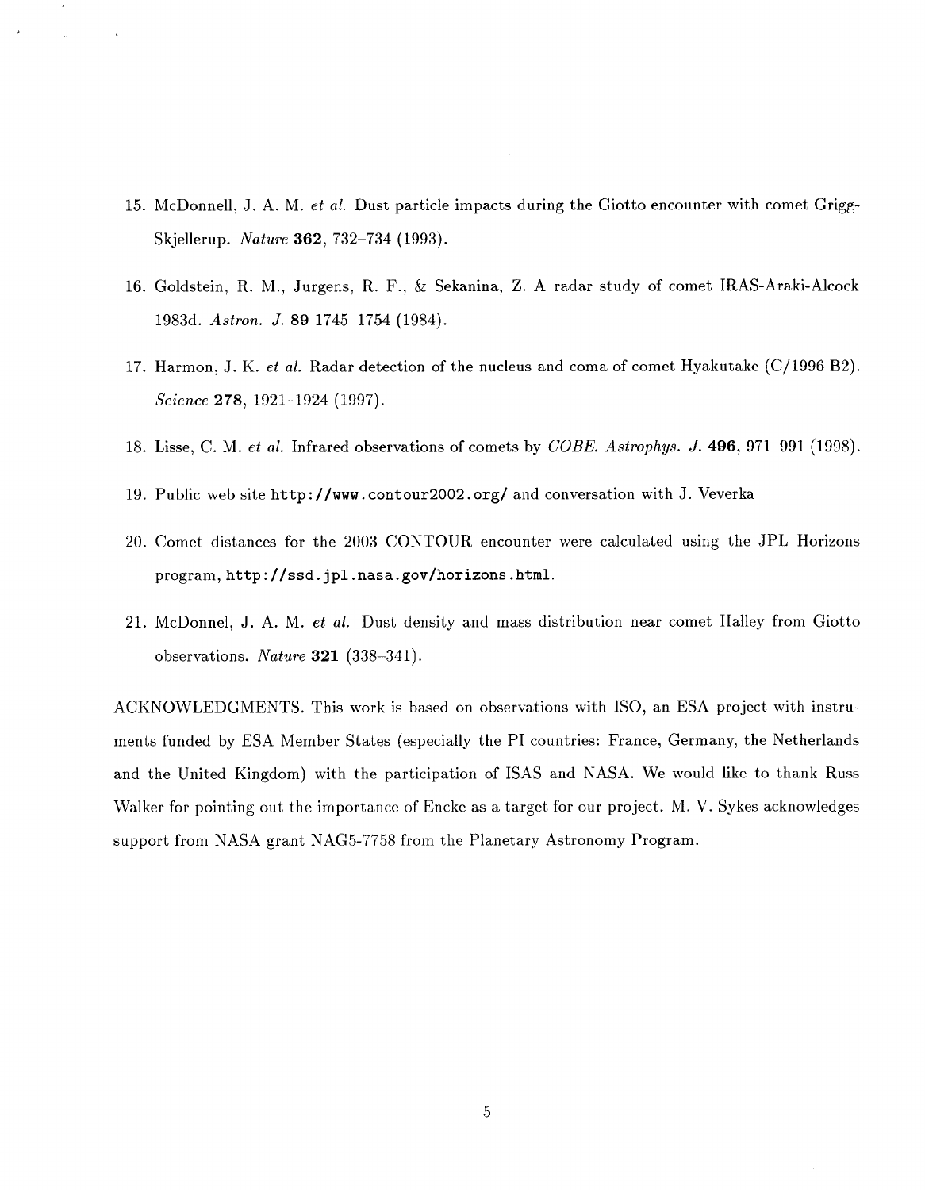15. McDonnell, J. A. M. *et al.* Dust particle impacts during the Giotto encounter with comet Grigg-Skjellerup. *Nature* **362**, 732–734 (1993).

16. Goldstein, R. M., Jurgens, R. F., & Sekanina, Z. A radar study of comet IRAS-Araki-Alcock 1983d. *Astron. J.* **89** 1745–1754 (1984).

17. Harmon, J. K. *et al.* Radar detection of the nucleus and coma of comet Hyakutake (C/1996 B2). *Science* **278**, 1921–1924 (1997).

18. Lisse, C. M. *et al.* Infrared observations of comets by *COBE*. *Astrophys. J.* **496**, 971–991 (1998).

19. Public web site `http://www.contour2002.org/` and conversation with J. Veverka

20. Comet distances for the 2003 CONTOUR encounter were calculated using the JPL Horizons program, `http://ssd.jpl.nasa.gov/horizons.html`.

21. McDonnel, J. A. M. *et al.* Dust density and mass distribution near comet Halley from Giotto observations. *Nature* **321** (338–341).

ACKNOWLEDGMENTS. This work is based on observations with ISO, an ESA project with instruments funded by ESA Member States (especially the PI countries: France, Germany, the Netherlands and the United Kingdom) with the participation of ISAS and NASA. We would like to thank Russ Walker for pointing out the importance of Encke as a target for our project. M. V. Sykes acknowledges support from NASA grant NAG5-7758 from the Planetary Astronomy Program.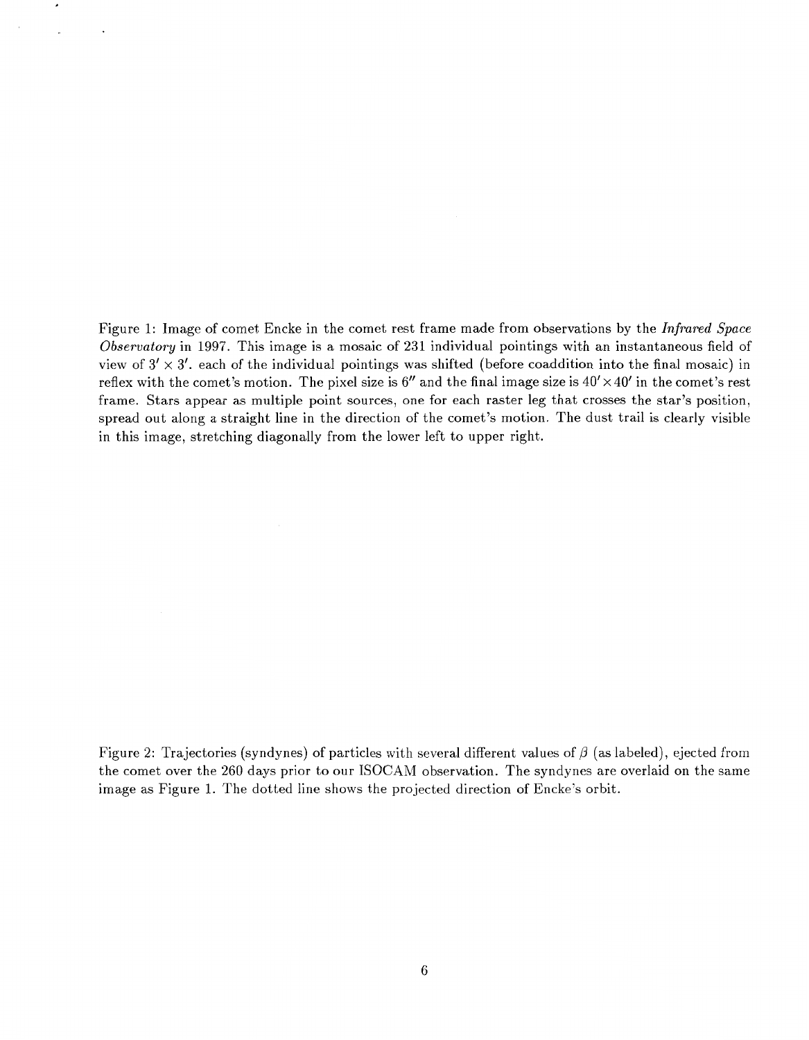Figure 1: Image of comet Encke in the comet rest frame made from observations by the *Infrared Space Observatory* in 1997. This image is a mosaic of 231 individual pointings with an instantaneous field of view of $3' \times 3'$. each of the individual pointings was shifted (before coaddition into the final mosaic) in reflex with the comet's motion. The pixel size is $6''$ and the final image size is $40' \times 40'$ in the comet's rest frame. Stars appear as multiple point sources, one for each raster leg that crosses the star's position, spread out along a straight line in the direction of the comet's motion. The dust trail is clearly visible in this image, stretching diagonally from the lower left to upper right.

Figure 2: Trajectories (syndynes) of particles with several different values of $\beta$ (as labeled), ejected from the comet over the 260 days prior to our ISOCAM observation. The syndynes are overlaid on the same image as Figure 1. The dotted line shows the projected direction of Encke's orbit.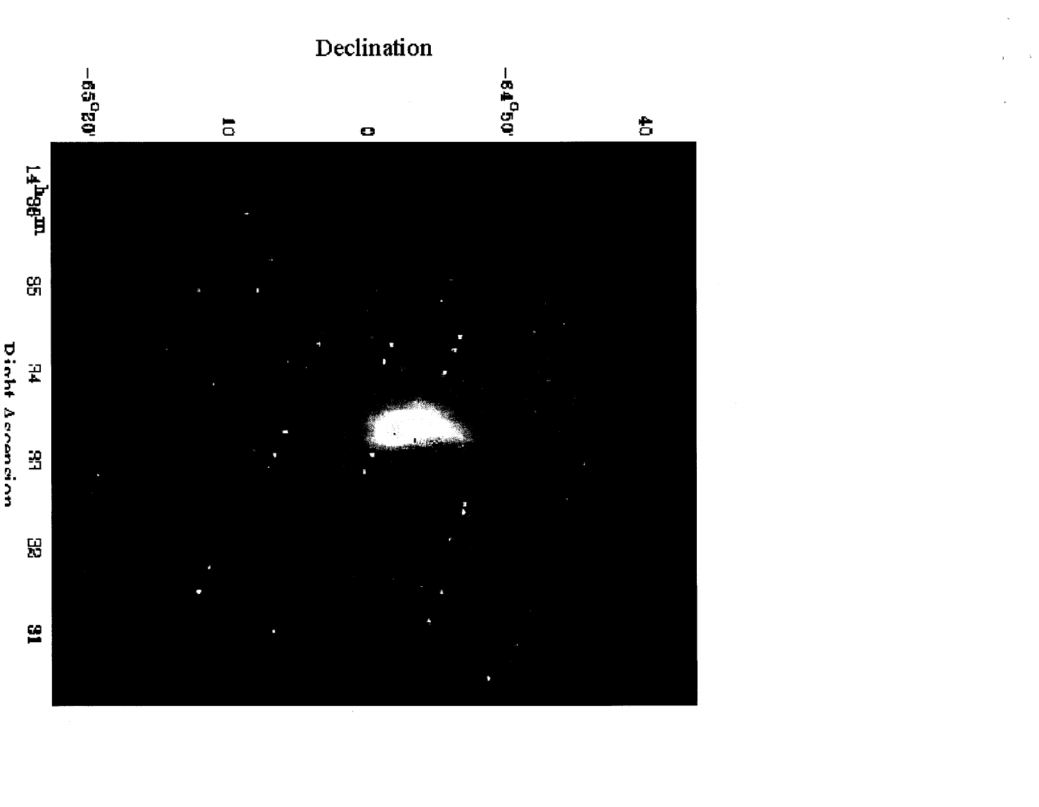Declination

−65°20'

10

0

−64°50'

40

14h36m

35

34

33

32

31

Right Ascension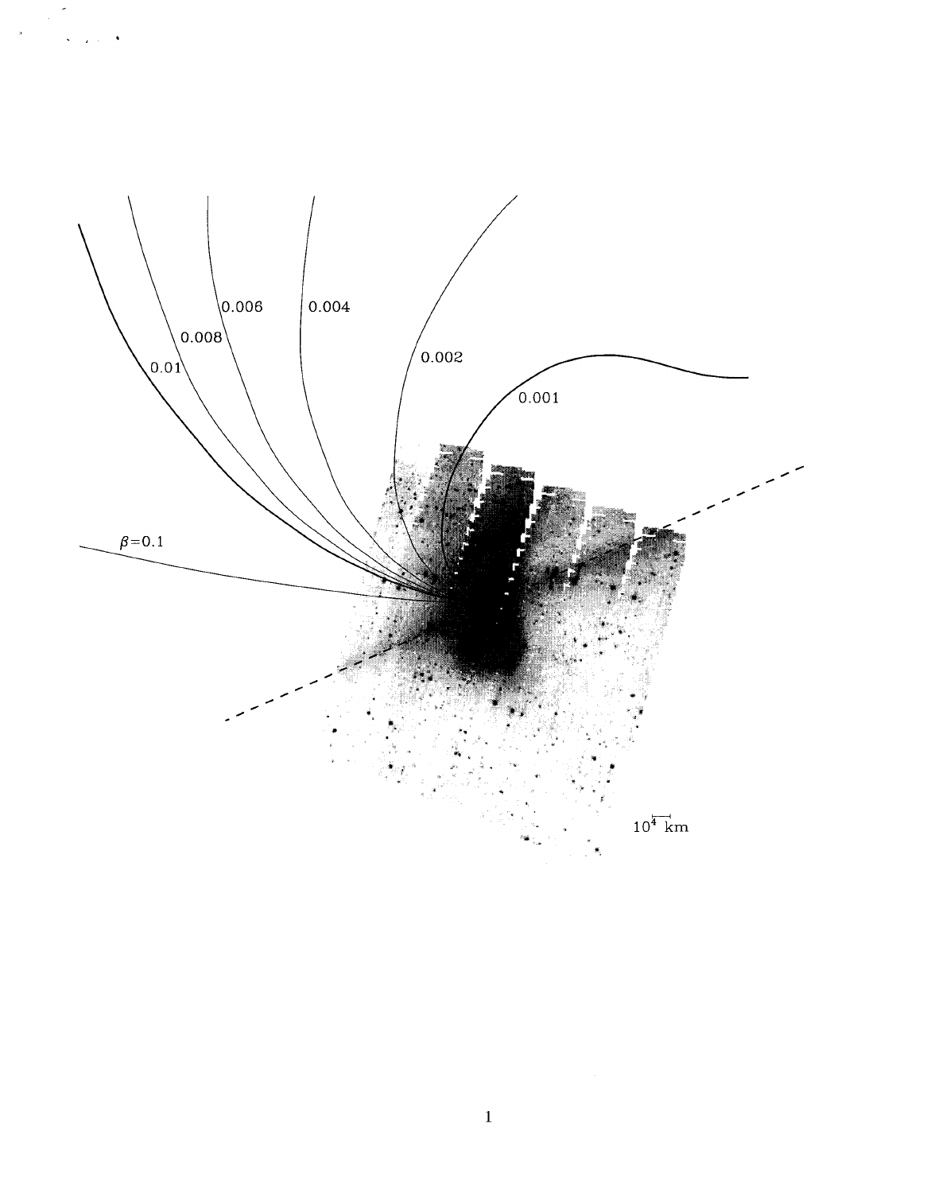0.006

0.004

0.008

0.01

0.002

0.001

$\beta$=0.1

$10^4$ km